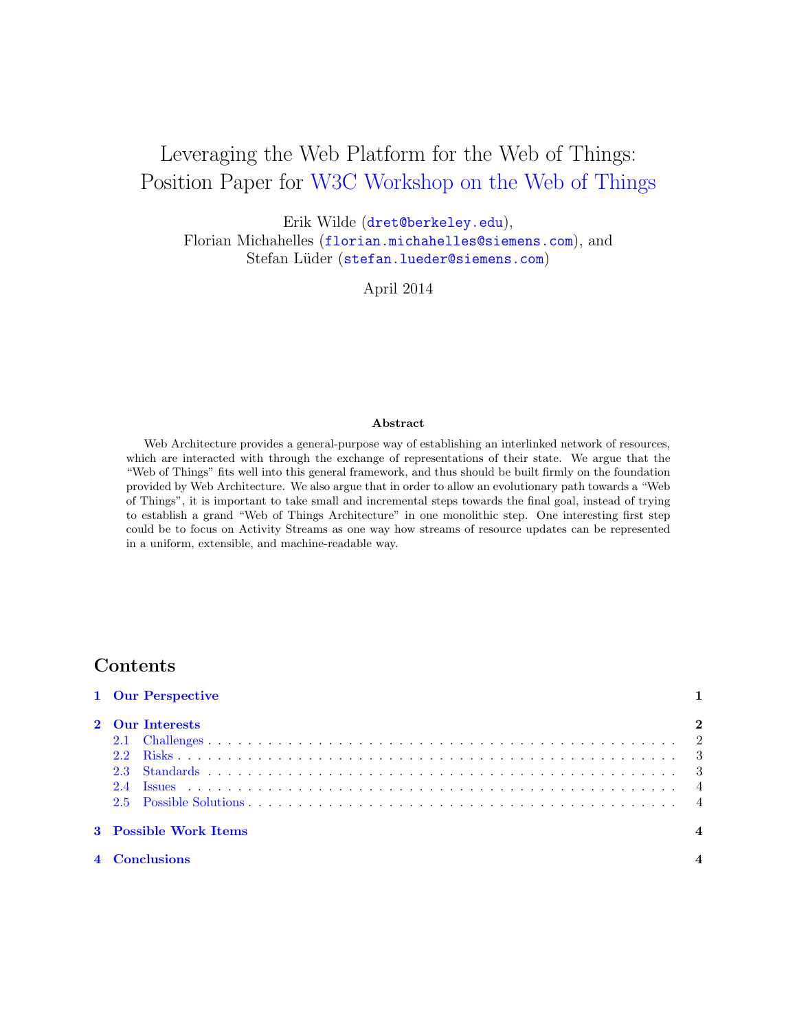# Leveraging the Web Platform for the Web of Things: Position Paper for W3C Workshop on the Web of Things

Erik Wilde (dret@berkeley.edu),
Florian Michahelles (florian.michahelles@siemens.com), and
Stefan Lüder (stefan.lueder@siemens.com)

April 2014

**Abstract**

Web Architecture provides a general-purpose way of establishing an interlinked network of resources, which are interacted with through the exchange of representations of their state. We argue that the "Web of Things" fits well into this general framework, and thus should be built firmly on the foundation provided by Web Architecture. We also argue that in order to allow an evolutionary path towards a "Web of Things", it is important to take small and incremental steps towards the final goal, instead of trying to establish a grand "Web of Things Architecture" in one monolithic step. One interesting first step could be to focus on Activity Streams as one way how streams of resource updates can be represented in a uniform, extensible, and machine-readable way.

## Contents

- **1 Our Perspective** — 1
- **2 Our Interests** — 2
  - 2.1 Challenges — 2
  - 2.2 Risks — 3
  - 2.3 Standards — 3
  - 2.4 Issues — 4
  - 2.5 Possible Solutions — 4
- **3 Possible Work Items** — 4
- **4 Conclusions** — 4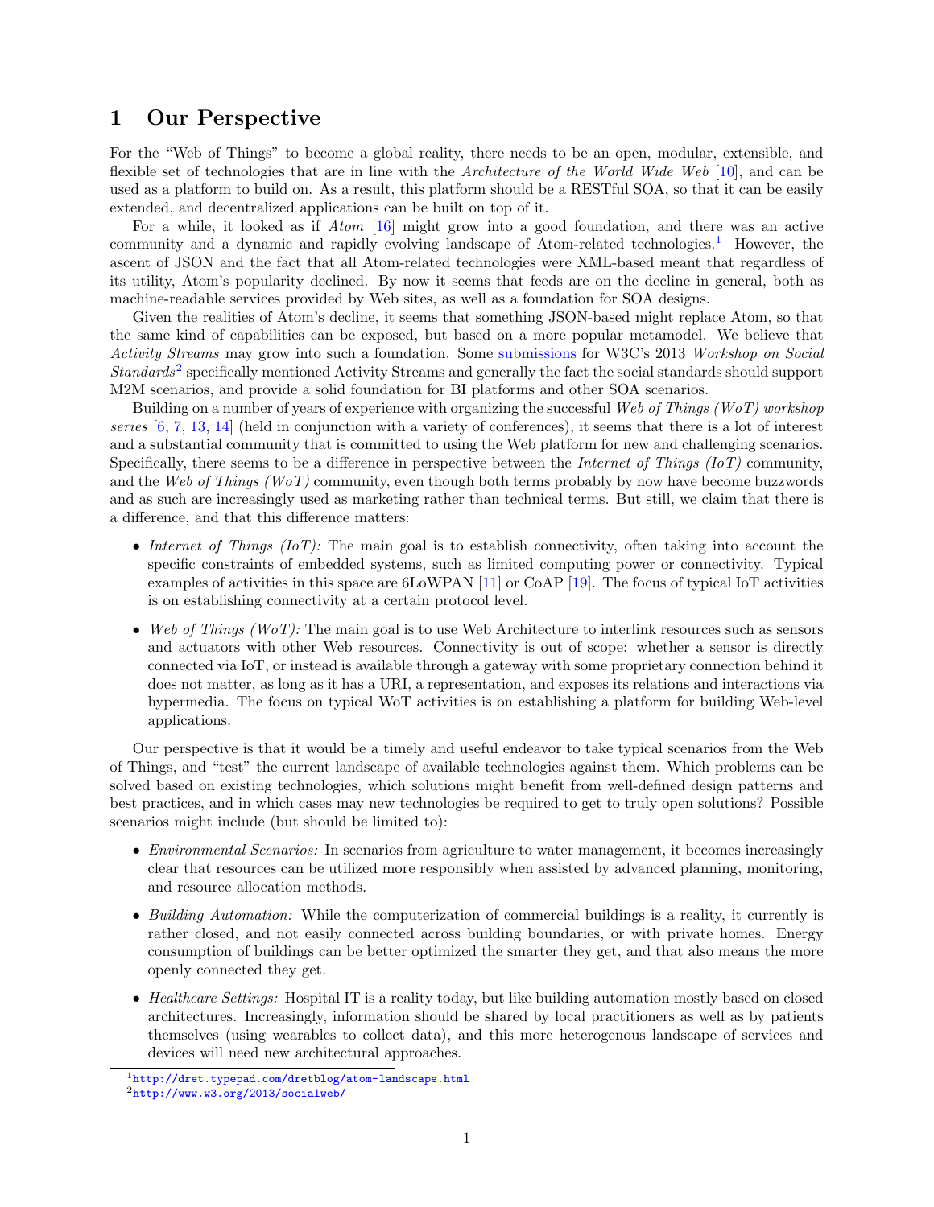# 1 Our Perspective

For the "Web of Things" to become a global reality, there needs to be an open, modular, extensible, and flexible set of technologies that are in line with the *Architecture of the World Wide Web* [10], and can be used as a platform to build on. As a result, this platform should be a RESTful SOA, so that it can be easily extended, and decentralized applications can be built on top of it.

For a while, it looked as if *Atom* [16] might grow into a good foundation, and there was an active community and a dynamic and rapidly evolving landscape of Atom-related technologies.[1] However, the ascent of JSON and the fact that all Atom-related technologies were XML-based meant that regardless of its utility, Atom's popularity declined. By now it seems that feeds are on the decline in general, both as machine-readable services provided by Web sites, as well as a foundation for SOA designs.

Given the realities of Atom's decline, it seems that something JSON-based might replace Atom, so that the same kind of capabilities can be exposed, but based on a more popular metamodel. We believe that *Activity Streams* may grow into such a foundation. Some submissions for W3C's 2013 *Workshop on Social Standards*[2] specifically mentioned Activity Streams and generally the fact the social standards should support M2M scenarios, and provide a solid foundation for BI platforms and other SOA scenarios.

Building on a number of years of experience with organizing the successful *Web of Things (WoT) workshop series* [6, 7, 13, 14] (held in conjunction with a variety of conferences), it seems that there is a lot of interest and a substantial community that is committed to using the Web platform for new and challenging scenarios. Specifically, there seems to be a difference in perspective between the *Internet of Things (IoT)* community, and the *Web of Things (WoT)* community, even though both terms probably by now have become buzzwords and as such are increasingly used as marketing rather than technical terms. But still, we claim that there is a difference, and that this difference matters:

- *Internet of Things (IoT):* The main goal is to establish connectivity, often taking into account the specific constraints of embedded systems, such as limited computing power or connectivity. Typical examples of activities in this space are 6LoWPAN [11] or CoAP [19]. The focus of typical IoT activities is on establishing connectivity at a certain protocol level.
- *Web of Things (WoT):* The main goal is to use Web Architecture to interlink resources such as sensors and actuators with other Web resources. Connectivity is out of scope: whether a sensor is directly connected via IoT, or instead is available through a gateway with some proprietary connection behind it does not matter, as long as it has a URI, a representation, and exposes its relations and interactions via hypermedia. The focus on typical WoT activities is on establishing a platform for building Web-level applications.

Our perspective is that it would be a timely and useful endeavor to take typical scenarios from the Web of Things, and "test" the current landscape of available technologies against them. Which problems can be solved based on existing technologies, which solutions might benefit from well-defined design patterns and best practices, and in which cases may new technologies be required to get to truly open solutions? Possible scenarios might include (but should be limited to):

- *Environmental Scenarios:* In scenarios from agriculture to water management, it becomes increasingly clear that resources can be utilized more responsibly when assisted by advanced planning, monitoring, and resource allocation methods.
- *Building Automation:* While the computerization of commercial buildings is a reality, it currently is rather closed, and not easily connected across building boundaries, or with private homes. Energy consumption of buildings can be better optimized the smarter they get, and that also means the more openly connected they get.
- *Healthcare Settings:* Hospital IT is a reality today, but like building automation mostly based on closed architectures. Increasingly, information should be shared by local practitioners as well as by patients themselves (using wearables to collect data), and this more heterogenous landscape of services and devices will need new architectural approaches.

[1] http://dret.typepad.com/dretblog/atom-landscape.html

[2] http://www.w3.org/2013/socialweb/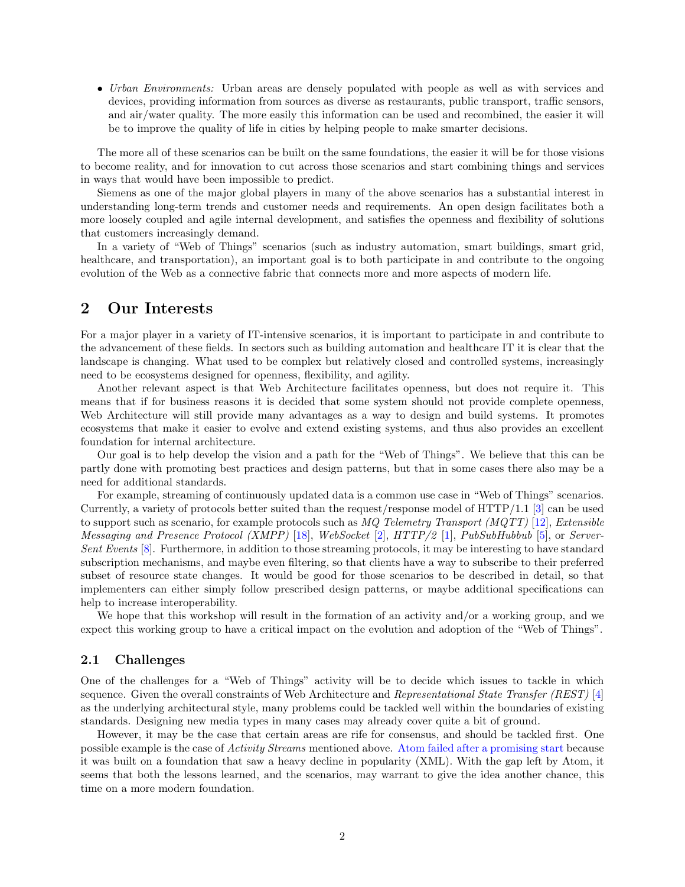- *Urban Environments:* Urban areas are densely populated with people as well as with services and devices, providing information from sources as diverse as restaurants, public transport, traffic sensors, and air/water quality. The more easily this information can be used and recombined, the easier it will be to improve the quality of life in cities by helping people to make smarter decisions.

The more all of these scenarios can be built on the same foundations, the easier it will be for those visions to become reality, and for innovation to cut across those scenarios and start combining things and services in ways that would have been impossible to predict.

Siemens as one of the major global players in many of the above scenarios has a substantial interest in understanding long-term trends and customer needs and requirements. An open design facilitates both a more loosely coupled and agile internal development, and satisfies the openness and flexibility of solutions that customers increasingly demand.

In a variety of "Web of Things" scenarios (such as industry automation, smart buildings, smart grid, healthcare, and transportation), an important goal is to both participate in and contribute to the ongoing evolution of the Web as a connective fabric that connects more and more aspects of modern life.

## 2 Our Interests

For a major player in a variety of IT-intensive scenarios, it is important to participate in and contribute to the advancement of these fields. In sectors such as building automation and healthcare IT it is clear that the landscape is changing. What used to be complex but relatively closed and controlled systems, increasingly need to be ecosystems designed for openness, flexibility, and agility.

Another relevant aspect is that Web Architecture facilitates openness, but does not require it. This means that if for business reasons it is decided that some system should not provide complete openness, Web Architecture will still provide many advantages as a way to design and build systems. It promotes ecosystems that make it easier to evolve and extend existing systems, and thus also provides an excellent foundation for internal architecture.

Our goal is to help develop the vision and a path for the "Web of Things". We believe that this can be partly done with promoting best practices and design patterns, but that in some cases there also may be a need for additional standards.

For example, streaming of continuously updated data is a common use case in "Web of Things" scenarios. Currently, a variety of protocols better suited than the request/response model of HTTP/1.1 [3] can be used to support such as scenario, for example protocols such as *MQ Telemetry Transport (MQTT)* [12], *Extensible Messaging and Presence Protocol (XMPP)* [18], *WebSocket* [2], *HTTP/2* [1], *PubSubHubbub* [5], or *Server-Sent Events* [8]. Furthermore, in addition to those streaming protocols, it may be interesting to have standard subscription mechanisms, and maybe even filtering, so that clients have a way to subscribe to their preferred subset of resource state changes. It would be good for those scenarios to be described in detail, so that implementers can either simply follow prescribed design patterns, or maybe additional specifications can help to increase interoperability.

We hope that this workshop will result in the formation of an activity and/or a working group, and we expect this working group to have a critical impact on the evolution and adoption of the "Web of Things".

### 2.1 Challenges

One of the challenges for a "Web of Things" activity will be to decide which issues to tackle in which sequence. Given the overall constraints of Web Architecture and *Representational State Transfer (REST)* [4] as the underlying architectural style, many problems could be tackled well within the boundaries of existing standards. Designing new media types in many cases may already cover quite a bit of ground.

However, it may be the case that certain areas are rife for consensus, and should be tackled first. One possible example is the case of *Activity Streams* mentioned above. Atom failed after a promising start because it was built on a foundation that saw a heavy decline in popularity (XML). With the gap left by Atom, it seems that both the lessons learned, and the scenarios, may warrant to give the idea another chance, this time on a more modern foundation.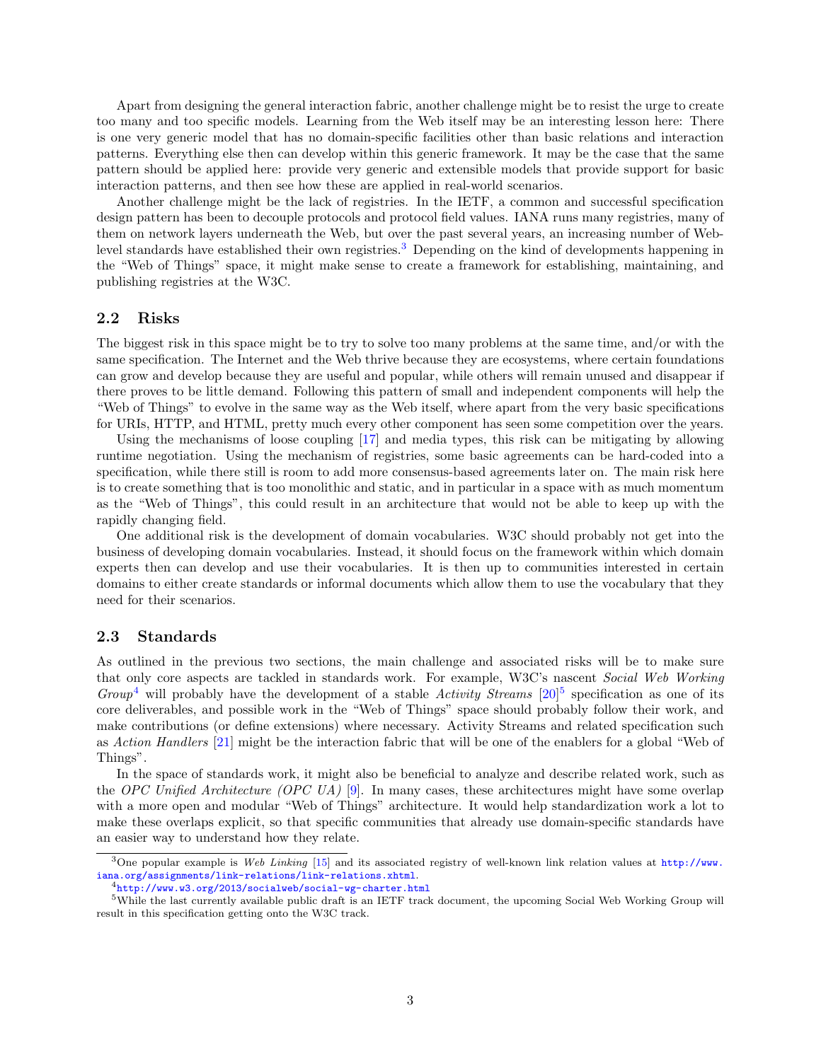Apart from designing the general interaction fabric, another challenge might be to resist the urge to create too many and too specific models. Learning from the Web itself may be an interesting lesson here: There is one very generic model that has no domain-specific facilities other than basic relations and interaction patterns. Everything else then can develop within this generic framework. It may be the case that the same pattern should be applied here: provide very generic and extensible models that provide support for basic interaction patterns, and then see how these are applied in real-world scenarios.

Another challenge might be the lack of registries. In the IETF, a common and successful specification design pattern has been to decouple protocols and protocol field values. IANA runs many registries, many of them on network layers underneath the Web, but over the past several years, an increasing number of Web-level standards have established their own registries.[3] Depending on the kind of developments happening in the "Web of Things" space, it might make sense to create a framework for establishing, maintaining, and publishing registries at the W3C.

## 2.2 Risks

The biggest risk in this space might be to try to solve too many problems at the same time, and/or with the same specification. The Internet and the Web thrive because they are ecosystems, where certain foundations can grow and develop because they are useful and popular, while others will remain unused and disappear if there proves to be little demand. Following this pattern of small and independent components will help the "Web of Things" to evolve in the same way as the Web itself, where apart from the very basic specifications for URIs, HTTP, and HTML, pretty much every other component has seen some competition over the years.

Using the mechanisms of loose coupling [17] and media types, this risk can be mitigating by allowing runtime negotiation. Using the mechanism of registries, some basic agreements can be hard-coded into a specification, while there still is room to add more consensus-based agreements later on. The main risk here is to create something that is too monolithic and static, and in particular in a space with as much momentum as the "Web of Things", this could result in an architecture that would not be able to keep up with the rapidly changing field.

One additional risk is the development of domain vocabularies. W3C should probably not get into the business of developing domain vocabularies. Instead, it should focus on the framework within which domain experts then can develop and use their vocabularies. It is then up to communities interested in certain domains to either create standards or informal documents which allow them to use the vocabulary that they need for their scenarios.

## 2.3 Standards

As outlined in the previous two sections, the main challenge and associated risks will be to make sure that only core aspects are tackled in standards work. For example, W3C's nascent *Social Web Working Group*[4] will probably have the development of a stable *Activity Streams* [20][5] specification as one of its core deliverables, and possible work in the "Web of Things" space should probably follow their work, and make contributions (or define extensions) where necessary. Activity Streams and related specification such as *Action Handlers* [21] might be the interaction fabric that will be one of the enablers for a global "Web of Things".

In the space of standards work, it might also be beneficial to analyze and describe related work, such as the *OPC Unified Architecture (OPC UA)* [9]. In many cases, these architectures might have some overlap with a more open and modular "Web of Things" architecture. It would help standardization work a lot to make these overlaps explicit, so that specific communities that already use domain-specific standards have an easier way to understand how they relate.

---

[3] One popular example is *Web Linking* [15] and its associated registry of well-known link relation values at http://www.iana.org/assignments/link-relations/link-relations.xhtml.

[4] http://www.w3.org/2013/socialweb/social-wg-charter.html

[5] While the last currently available public draft is an IETF track document, the upcoming Social Web Working Group will result in this specification getting onto the W3C track.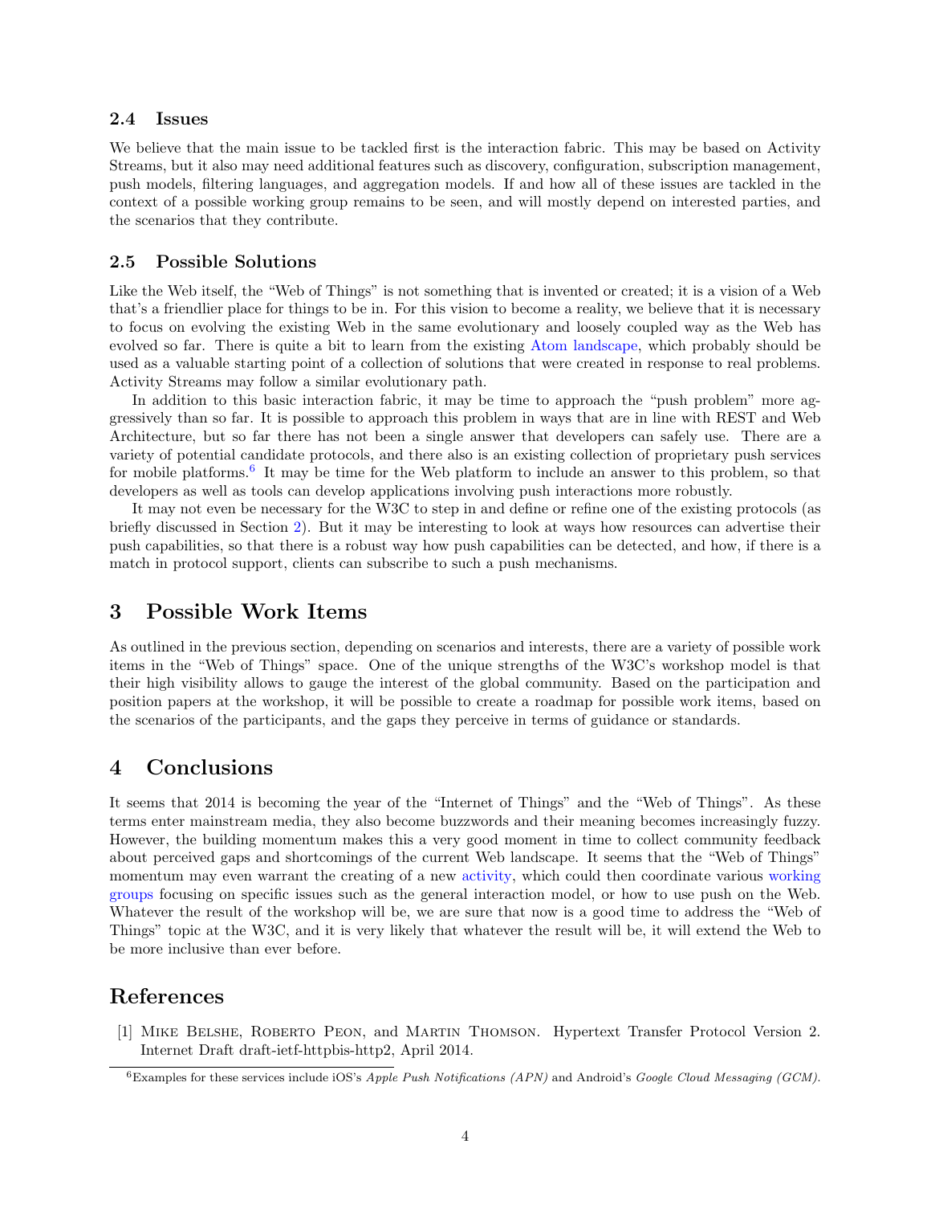### 2.4 Issues

We believe that the main issue to be tackled first is the interaction fabric. This may be based on Activity Streams, but it also may need additional features such as discovery, configuration, subscription management, push models, filtering languages, and aggregation models. If and how all of these issues are tackled in the context of a possible working group remains to be seen, and will mostly depend on interested parties, and the scenarios that they contribute.

### 2.5 Possible Solutions

Like the Web itself, the "Web of Things" is not something that is invented or created; it is a vision of a Web that's a friendlier place for things to be in. For this vision to become a reality, we believe that it is necessary to focus on evolving the existing Web in the same evolutionary and loosely coupled way as the Web has evolved so far. There is quite a bit to learn from the existing Atom landscape, which probably should be used as a valuable starting point of a collection of solutions that were created in response to real problems. Activity Streams may follow a similar evolutionary path.

In addition to this basic interaction fabric, it may be time to approach the "push problem" more aggressively than so far. It is possible to approach this problem in ways that are in line with REST and Web Architecture, but so far there has not been a single answer that developers can safely use. There are a variety of potential candidate protocols, and there also is an existing collection of proprietary push services for mobile platforms.[6] It may be time for the Web platform to include an answer to this problem, so that developers as well as tools can develop applications involving push interactions more robustly.

It may not even be necessary for the W3C to step in and define or refine one of the existing protocols (as briefly discussed in Section 2). But it may be interesting to look at ways how resources can advertise their push capabilities, so that there is a robust way how push capabilities can be detected, and how, if there is a match in protocol support, clients can subscribe to such a push mechanisms.

## 3 Possible Work Items

As outlined in the previous section, depending on scenarios and interests, there are a variety of possible work items in the "Web of Things" space. One of the unique strengths of the W3C's workshop model is that their high visibility allows to gauge the interest of the global community. Based on the participation and position papers at the workshop, it will be possible to create a roadmap for possible work items, based on the scenarios of the participants, and the gaps they perceive in terms of guidance or standards.

## 4 Conclusions

It seems that 2014 is becoming the year of the "Internet of Things" and the "Web of Things". As these terms enter mainstream media, they also become buzzwords and their meaning becomes increasingly fuzzy. However, the building momentum makes this a very good moment in time to collect community feedback about perceived gaps and shortcomings of the current Web landscape. It seems that the "Web of Things" momentum may even warrant the creating of a new activity, which could then coordinate various working groups focusing on specific issues such as the general interaction model, or how to use push on the Web. Whatever the result of the workshop will be, we are sure that now is a good time to address the "Web of Things" topic at the W3C, and it is very likely that whatever the result will be, it will extend the Web to be more inclusive than ever before.

## References

[1] Mike Belshe, Roberto Peon, and Martin Thomson. Hypertext Transfer Protocol Version 2. Internet Draft draft-ietf-httpbis-http2, April 2014.

---

[6] Examples for these services include iOS's *Apple Push Notifications (APN)* and Android's *Google Cloud Messaging (GCM)*.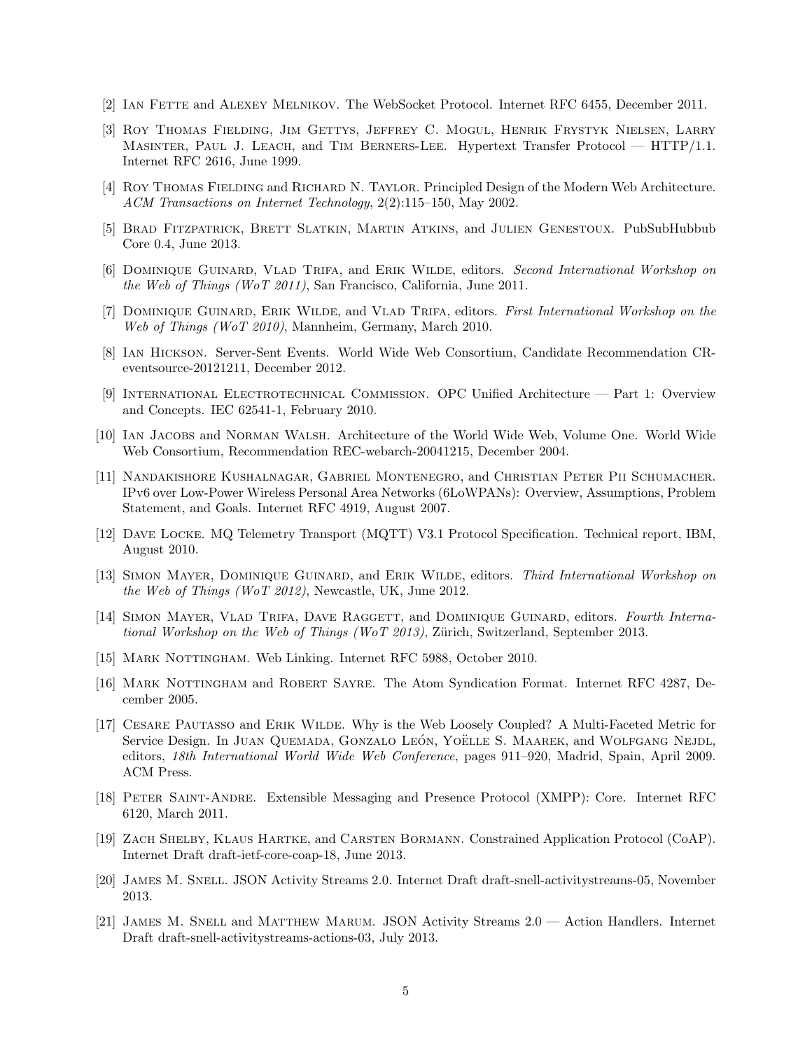[2] Ian Fette and Alexey Melnikov. The WebSocket Protocol. Internet RFC 6455, December 2011.

[3] Roy Thomas Fielding, Jim Gettys, Jeffrey C. Mogul, Henrik Frystyk Nielsen, Larry Masinter, Paul J. Leach, and Tim Berners-Lee. Hypertext Transfer Protocol — HTTP/1.1. Internet RFC 2616, June 1999.

[4] Roy Thomas Fielding and Richard N. Taylor. Principled Design of the Modern Web Architecture. *ACM Transactions on Internet Technology*, 2(2):115–150, May 2002.

[5] Brad Fitzpatrick, Brett Slatkin, Martin Atkins, and Julien Genestoux. PubSubHubbub Core 0.4, June 2013.

[6] Dominique Guinard, Vlad Trifa, and Erik Wilde, editors. *Second International Workshop on the Web of Things (WoT 2011)*, San Francisco, California, June 2011.

[7] Dominique Guinard, Erik Wilde, and Vlad Trifa, editors. *First International Workshop on the Web of Things (WoT 2010)*, Mannheim, Germany, March 2010.

[8] Ian Hickson. Server-Sent Events. World Wide Web Consortium, Candidate Recommendation CR-eventsource-20121211, December 2012.

[9] International Electrotechnical Commission. OPC Unified Architecture — Part 1: Overview and Concepts. IEC 62541-1, February 2010.

[10] Ian Jacobs and Norman Walsh. Architecture of the World Wide Web, Volume One. World Wide Web Consortium, Recommendation REC-webarch-20041215, December 2004.

[11] Nandakishore Kushalnagar, Gabriel Montenegro, and Christian Peter Pii Schumacher. IPv6 over Low-Power Wireless Personal Area Networks (6LoWPANs): Overview, Assumptions, Problem Statement, and Goals. Internet RFC 4919, August 2007.

[12] Dave Locke. MQ Telemetry Transport (MQTT) V3.1 Protocol Specification. Technical report, IBM, August 2010.

[13] Simon Mayer, Dominique Guinard, and Erik Wilde, editors. *Third International Workshop on the Web of Things (WoT 2012)*, Newcastle, UK, June 2012.

[14] Simon Mayer, Vlad Trifa, Dave Raggett, and Dominique Guinard, editors. *Fourth International Workshop on the Web of Things (WoT 2013)*, Zürich, Switzerland, September 2013.

[15] Mark Nottingham. Web Linking. Internet RFC 5988, October 2010.

[16] Mark Nottingham and Robert Sayre. The Atom Syndication Format. Internet RFC 4287, December 2005.

[17] Cesare Pautasso and Erik Wilde. Why is the Web Loosely Coupled? A Multi-Faceted Metric for Service Design. In Juan Quemada, Gonzalo León, Yoëlle S. Maarek, and Wolfgang Nejdl, editors, *18th International World Wide Web Conference*, pages 911–920, Madrid, Spain, April 2009. ACM Press.

[18] Peter Saint-Andre. Extensible Messaging and Presence Protocol (XMPP): Core. Internet RFC 6120, March 2011.

[19] Zach Shelby, Klaus Hartke, and Carsten Bormann. Constrained Application Protocol (CoAP). Internet Draft draft-ietf-core-coap-18, June 2013.

[20] James M. Snell. JSON Activity Streams 2.0. Internet Draft draft-snell-activitystreams-05, November 2013.

[21] James M. Snell and Matthew Marum. JSON Activity Streams 2.0 — Action Handlers. Internet Draft draft-snell-activitystreams-actions-03, July 2013.